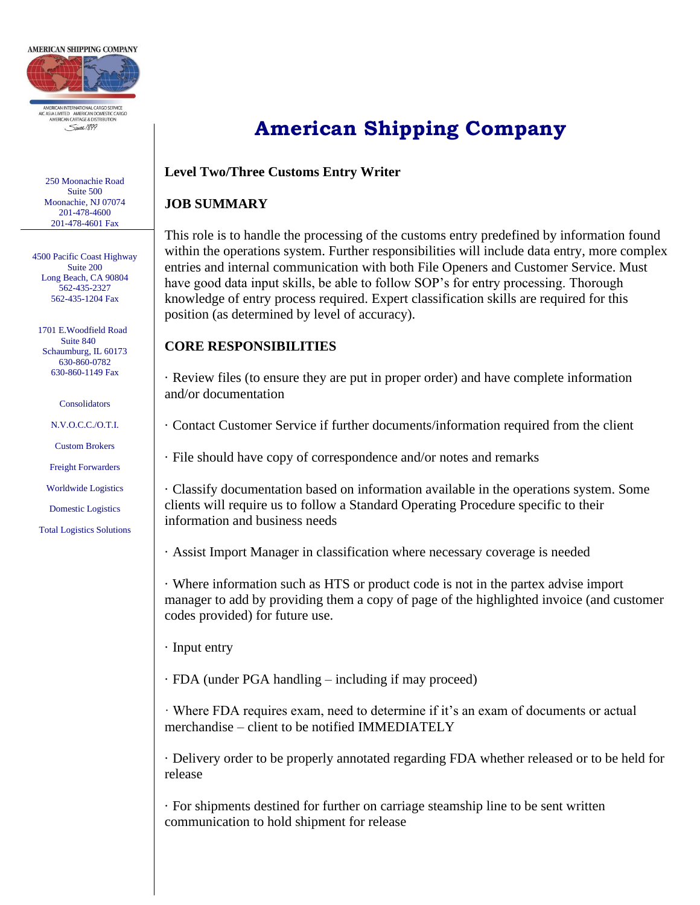AMERICAN SHIPPING COMPANY

AMERICAN INTERNATIONAL CARGO SERVICE
AIC ASIA LIMITED AMERICAN DOMESTIC CARGO
AMERICAN CARTAGE & DISTRIBUTION
Since 1899

250 Moonachie Road
Suite 500
Moonachie, NJ 07074
201-478-4600
201-478-4601 Fax

4500 Pacific Coast Highway
Suite 200
Long Beach, CA 90804
562-435-2327
562-435-1204 Fax

1701 E.Woodfield Road
Suite 840
Schaumburg, IL 60173
630-860-0782
630-860-1149 Fax

Consolidators

N.V.O.C.C./O.T.I.

Custom Brokers

Freight Forwarders

Worldwide Logistics

Domestic Logistics

Total Logistics Solutions

# American Shipping Company

**Level Two/Three Customs Entry Writer**

## JOB SUMMARY

This role is to handle the processing of the customs entry predefined by information found within the operations system. Further responsibilities will include data entry, more complex entries and internal communication with both File Openers and Customer Service. Must have good data input skills, be able to follow SOP's for entry processing. Thorough knowledge of entry process required. Expert classification skills are required for this position (as determined by level of accuracy).

## CORE RESPONSIBILITIES

· Review files (to ensure they are put in proper order) and have complete information and/or documentation

· Contact Customer Service if further documents/information required from the client

· File should have copy of correspondence and/or notes and remarks

· Classify documentation based on information available in the operations system. Some clients will require us to follow a Standard Operating Procedure specific to their information and business needs

· Assist Import Manager in classification where necessary coverage is needed

· Where information such as HTS or product code is not in the partex advise import manager to add by providing them a copy of page of the highlighted invoice (and customer codes provided) for future use.

· Input entry

· FDA (under PGA handling – including if may proceed)

· Where FDA requires exam, need to determine if it's an exam of documents or actual merchandise – client to be notified IMMEDIATELY

· Delivery order to be properly annotated regarding FDA whether released or to be held for release

· For shipments destined for further on carriage steamship line to be sent written communication to hold shipment for release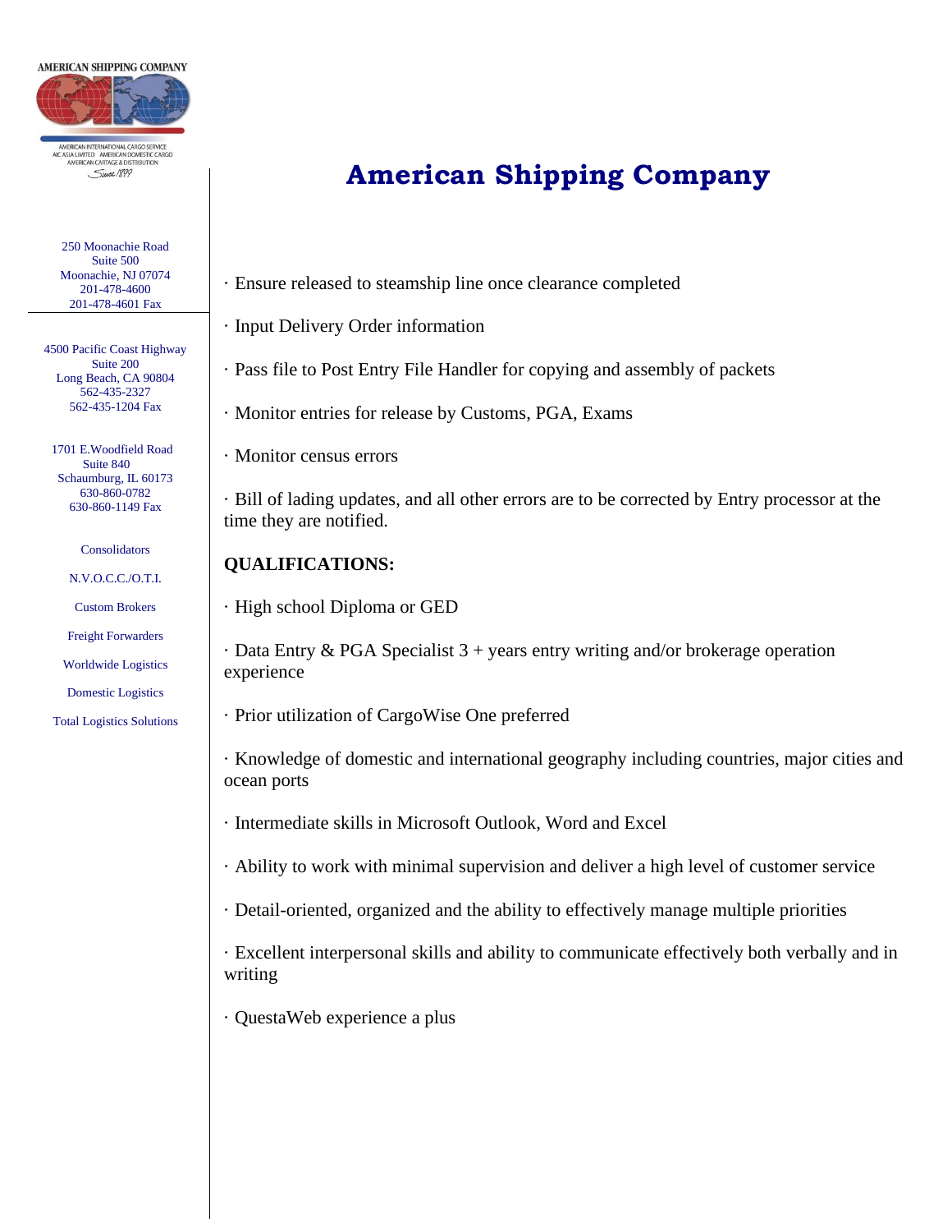AMERICAN SHIPPING COMPANY

AMERICAN INTERNATIONAL CARGO SERVICE
AIC ASIA LIMITED AMERICAN DOMESTIC CARGO
AMERICAN CARTAGE & DISTRIBUTION
Since 1899

250 Moonachie Road
Suite 500
Moonachie, NJ 07074
201-478-4600
201-478-4601 Fax

4500 Pacific Coast Highway
Suite 200
Long Beach, CA 90804
562-435-2327
562-435-1204 Fax

1701 E.Woodfield Road
Suite 840
Schaumburg, IL 60173
630-860-0782
630-860-1149 Fax

Consolidators

N.V.O.C.C./O.T.I.

Custom Brokers

Freight Forwarders

Worldwide Logistics

Domestic Logistics

Total Logistics Solutions

# American Shipping Company

· Ensure released to steamship line once clearance completed

· Input Delivery Order information

· Pass file to Post Entry File Handler for copying and assembly of packets

· Monitor entries for release by Customs, PGA, Exams

· Monitor census errors

· Bill of lading updates, and all other errors are to be corrected by Entry processor at the time they are notified.

**QUALIFICATIONS:**

· High school Diploma or GED

· Data Entry & PGA Specialist 3 + years entry writing and/or brokerage operation experience

· Prior utilization of CargoWise One preferred

· Knowledge of domestic and international geography including countries, major cities and ocean ports

· Intermediate skills in Microsoft Outlook, Word and Excel

· Ability to work with minimal supervision and deliver a high level of customer service

· Detail-oriented, organized and the ability to effectively manage multiple priorities

· Excellent interpersonal skills and ability to communicate effectively both verbally and in writing

· QuestaWeb experience a plus